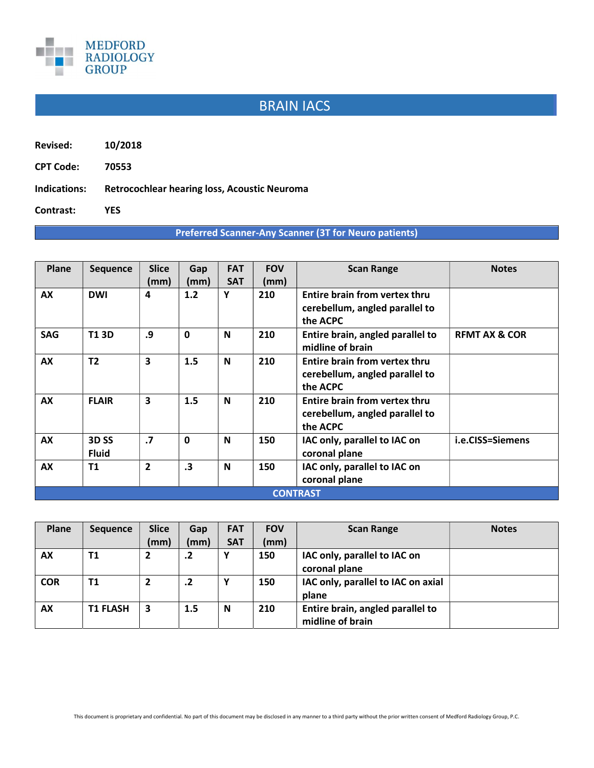MEDFORD RADIOLOGY GROUP

# BRAIN IACS

**Revised:** 10/2018

**CPT Code:** 70553

**Indications:** Retrocochlear hearing loss, Acoustic Neuroma

**Contrast:** YES

**Preferred Scanner-Any Scanner (3T for Neuro patients)**

| Plane | Sequence | Slice (mm) | Gap (mm) | FAT SAT | FOV (mm) | Scan Range | Notes |
|---|---|---|---|---|---|---|---|
| AX | DWI | 4 | 1.2 | Y | 210 | Entire brain from vertex thru cerebellum, angled parallel to the ACPC | |
| SAG | T1 3D | .9 | 0 | N | 210 | Entire brain, angled parallel to midline of brain | RFMT AX & COR |
| AX | T2 | 3 | 1.5 | N | 210 | Entire brain from vertex thru cerebellum, angled parallel to the ACPC | |
| AX | FLAIR | 3 | 1.5 | N | 210 | Entire brain from vertex thru cerebellum, angled parallel to the ACPC | |
| AX | 3D SS Fluid | .7 | 0 | N | 150 | IAC only, parallel to IAC on coronal plane | i.e.CISS=Siemens |
| AX | T1 | 2 | .3 | N | 150 | IAC only, parallel to IAC on coronal plane | |

**CONTRAST**

| Plane | Sequence | Slice (mm) | Gap (mm) | FAT SAT | FOV (mm) | Scan Range | Notes |
|---|---|---|---|---|---|---|---|
| AX | T1 | 2 | .2 | Y | 150 | IAC only, parallel to IAC on coronal plane | |
| COR | T1 | 2 | .2 | Y | 150 | IAC only, parallel to IAC on axial plane | |
| AX | T1 FLASH | 3 | 1.5 | N | 210 | Entire brain, angled parallel to midline of brain | |

This document is proprietary and confidential. No part of this document may be disclosed in any manner to a third party without the prior written consent of Medford Radiology Group, P.C.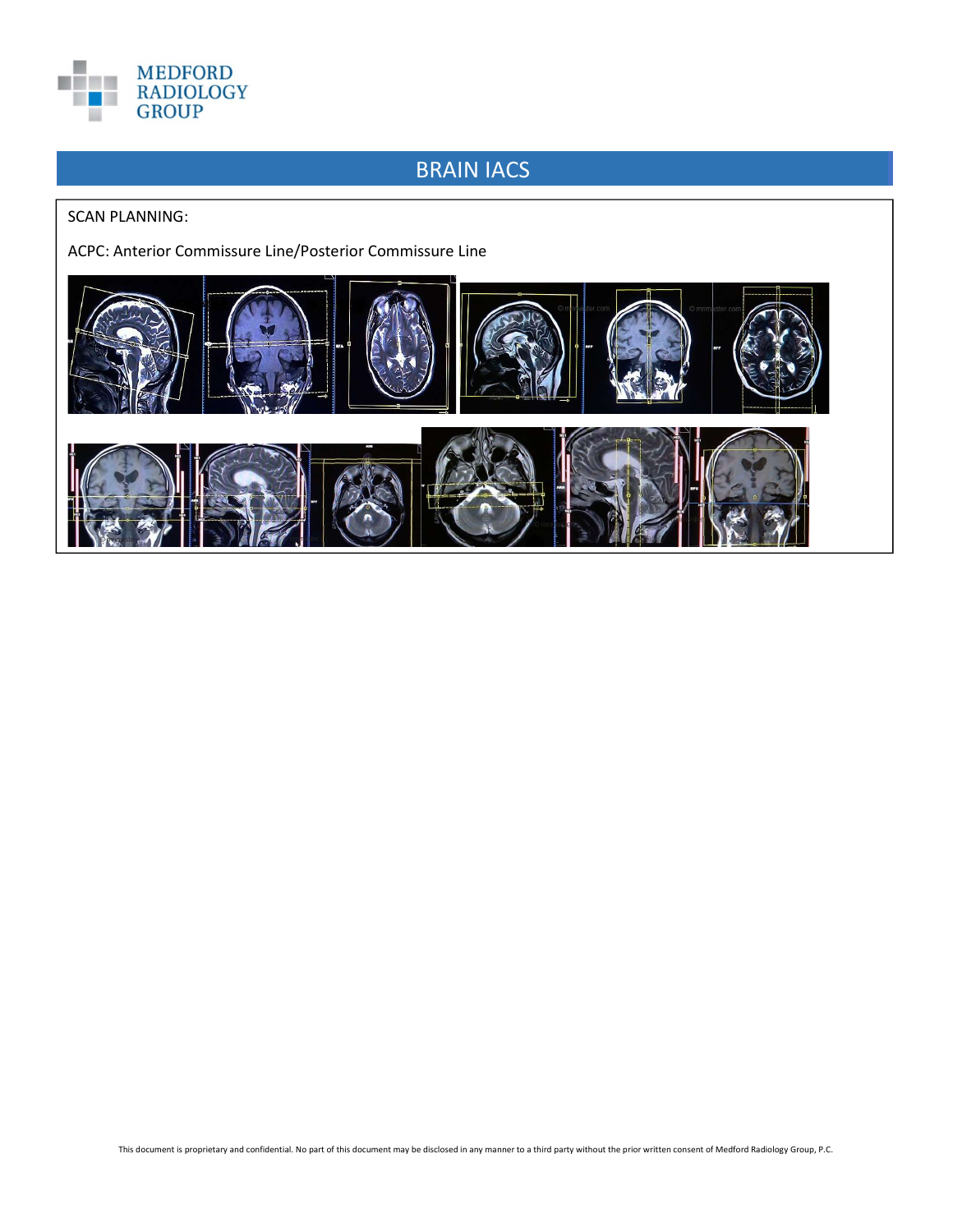MEDFORD RADIOLOGY GROUP

# BRAIN IACS

SCAN PLANNING:

ACPC: Anterior Commissure Line/Posterior Commissure Line

This document is proprietary and confidential. No part of this document may be disclosed in any manner to a third party without the prior written consent of Medford Radiology Group, P.C.